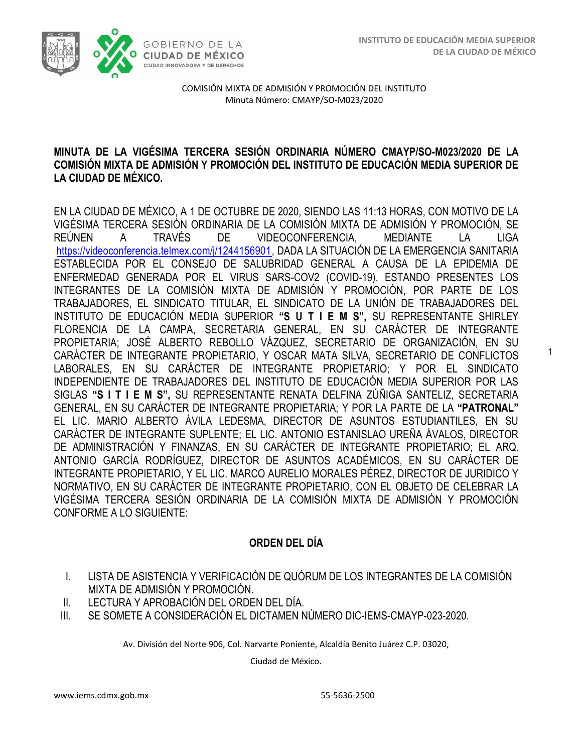COMISIÓN MIXTA DE ADMISIÓN Y PROMOCIÓN DEL INSTITUTO
Minuta Número: CMAYP/SO-M023/2020

**MINUTA DE LA VIGÉSIMA TERCERA SESIÓN ORDINARIA NÚMERO CMAYP/SO-M023/2020 DE LA COMISIÓN MIXTA DE ADMISIÓN Y PROMOCIÓN DEL INSTITUTO DE EDUCACIÓN MEDIA SUPERIOR DE LA CIUDAD DE MÉXICO.**

EN LA CIUDAD DE MÉXICO, A 1 DE OCTUBRE DE 2020, SIENDO LAS 11:13 HORAS, CON MOTIVO DE LA VIGÉSIMA TERCERA SESIÓN ORDINARIA DE LA COMISIÓN MIXTA DE ADMISIÓN Y PROMOCIÓN, SE REÚNEN A TRAVÉS DE VIDEOCONFERENCIA, MEDIANTE LA LIGA https://videoconferencia.telmex.com/j/1244156901, DADA LA SITUACIÓN DE LA EMERGENCIA SANITARIA ESTABLECIDA POR EL CONSEJO DE SALUBRIDAD GENERAL A CAUSA DE LA EPIDEMIA DE ENFERMEDAD GENERADA POR EL VIRUS SARS-COV2 (COVID-19). ESTANDO PRESENTES LOS INTEGRANTES DE LA COMISIÓN MIXTA DE ADMISIÓN Y PROMOCIÓN, POR PARTE DE LOS TRABAJADORES, EL SINDICATO TITULAR, EL SINDICATO DE LA UNIÓN DE TRABAJADORES DEL INSTITUTO DE EDUCACIÓN MEDIA SUPERIOR **"S U T I E M S",** SU REPRESENTANTE SHIRLEY FLORENCIA DE LA CAMPA, SECRETARIA GENERAL, EN SU CARÁCTER DE INTEGRANTE PROPIETARIA; JOSÉ ALBERTO REBOLLO VÁZQUEZ, SECRETARIO DE ORGANIZACIÓN, EN SU CARÁCTER DE INTEGRANTE PROPIETARIO, Y OSCAR MATA SILVA, SECRETARIO DE CONFLICTOS LABORALES, EN SU CARÁCTER DE INTEGRANTE PROPIETARIO; Y POR EL SINDICATO INDEPENDIENTE DE TRABAJADORES DEL INSTITUTO DE EDUCACIÓN MEDIA SUPERIOR POR LAS SIGLAS **"S I T I E M S",** SU REPRESENTANTE RENATA DELFINA ZÚÑIGA SANTELIZ, SECRETARIA GENERAL, EN SU CARÁCTER DE INTEGRANTE PROPIETARIA; Y POR LA PARTE DE LA **"PATRONAL"** EL LIC. MARIO ALBERTO ÁVILA LEDESMA, DIRECTOR DE ASUNTOS ESTUDIANTILES, EN SU CARÁCTER DE INTEGRANTE SUPLENTE; EL LIC. ANTONIO ESTANISLAO UREÑA ÁVALOS, DIRECTOR DE ADMINISTRACIÓN Y FINANZAS, EN SU CARÁCTER DE INTEGRANTE PROPIETARIO; EL ARQ. ANTONIO GARCÍA RODRÍGUEZ, DIRECTOR DE ASUNTOS ACADÉMICOS, EN SU CARÁCTER DE INTEGRANTE PROPIETARIO, Y EL LIC. MARCO AURELIO MORALES PÉREZ, DIRECTOR DE JURIDICO Y NORMATIVO, EN SU CARÁCTER DE INTEGRANTE PROPIETARIO, CON EL OBJETO DE CELEBRAR LA VIGÉSIMA TERCERA SESIÓN ORDINARIA DE LA COMISIÓN MIXTA DE ADMISIÓN Y PROMOCIÓN CONFORME A LO SIGUIENTE:

## ORDEN DEL DÍA

I. LISTA DE ASISTENCIA Y VERIFICACIÓN DE QUÓRUM DE LOS INTEGRANTES DE LA COMISIÓN MIXTA DE ADMISIÓN Y PROMOCIÓN.
II. LECTURA Y APROBACIÓN DEL ORDEN DEL DÍA.
III. SE SOMETE A CONSIDERACIÓN EL DICTAMEN NÚMERO DIC-IEMS-CMAYP-023-2020.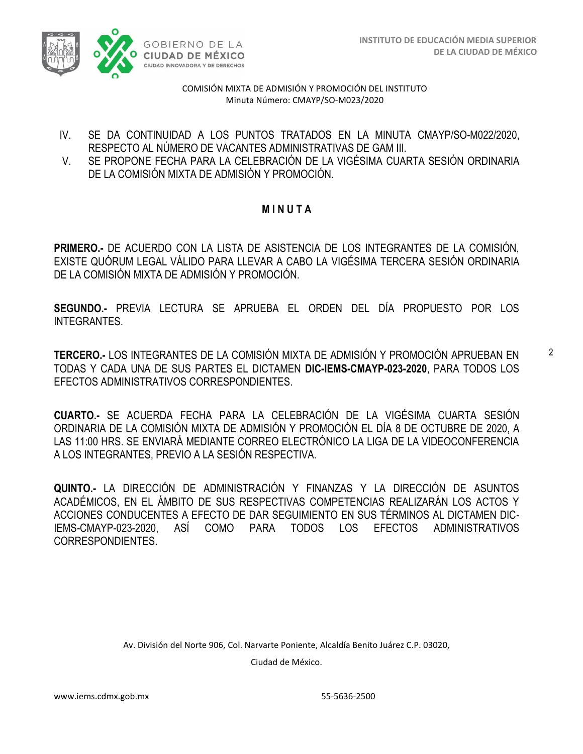COMISIÓN MIXTA DE ADMISIÓN Y PROMOCIÓN DEL INSTITUTO
Minuta Número: CMAYP/SO-M023/2020

IV. SE DA CONTINUIDAD A LOS PUNTOS TRATADOS EN LA MINUTA CMAYP/SO-M022/2020, RESPECTO AL NÚMERO DE VACANTES ADMINISTRATIVAS DE GAM III.

V. SE PROPONE FECHA PARA LA CELEBRACIÓN DE LA VIGÉSIMA CUARTA SESIÓN ORDINARIA DE LA COMISIÓN MIXTA DE ADMISIÓN Y PROMOCIÓN.

## M I N U T A

**PRIMERO.-** DE ACUERDO CON LA LISTA DE ASISTENCIA DE LOS INTEGRANTES DE LA COMISIÓN, EXISTE QUÓRUM LEGAL VÁLIDO PARA LLEVAR A CABO LA VIGÉSIMA TERCERA SESIÓN ORDINARIA DE LA COMISIÓN MIXTA DE ADMISIÓN Y PROMOCIÓN.

**SEGUNDO.-** PREVIA LECTURA SE APRUEBA EL ORDEN DEL DÍA PROPUESTO POR LOS INTEGRANTES.

**TERCERO.-** LOS INTEGRANTES DE LA COMISIÓN MIXTA DE ADMISIÓN Y PROMOCIÓN APRUEBAN EN TODAS Y CADA UNA DE SUS PARTES EL DICTAMEN **DIC-IEMS-CMAYP-023-2020**, PARA TODOS LOS EFECTOS ADMINISTRATIVOS CORRESPONDIENTES.

**CUARTO.-** SE ACUERDA FECHA PARA LA CELEBRACIÓN DE LA VIGÉSIMA CUARTA SESIÓN ORDINARIA DE LA COMISIÓN MIXTA DE ADMISIÓN Y PROMOCIÓN EL DÍA 8 DE OCTUBRE DE 2020, A LAS 11:00 HRS. SE ENVIARÁ MEDIANTE CORREO ELECTRÓNICO LA LIGA DE LA VIDEOCONFERENCIA A LOS INTEGRANTES, PREVIO A LA SESIÓN RESPECTIVA.

**QUINTO.-** LA DIRECCIÓN DE ADMINISTRACIÓN Y FINANZAS Y LA DIRECCIÓN DE ASUNTOS ACADÉMICOS, EN EL ÁMBITO DE SUS RESPECTIVAS COMPETENCIAS REALIZARÁN LOS ACTOS Y ACCIONES CONDUCENTES A EFECTO DE DAR SEGUIMIENTO EN SUS TÉRMINOS AL DICTAMEN DIC-IEMS-CMAYP-023-2020, ASÍ COMO PARA TODOS LOS EFECTOS ADMINISTRATIVOS CORRESPONDIENTES.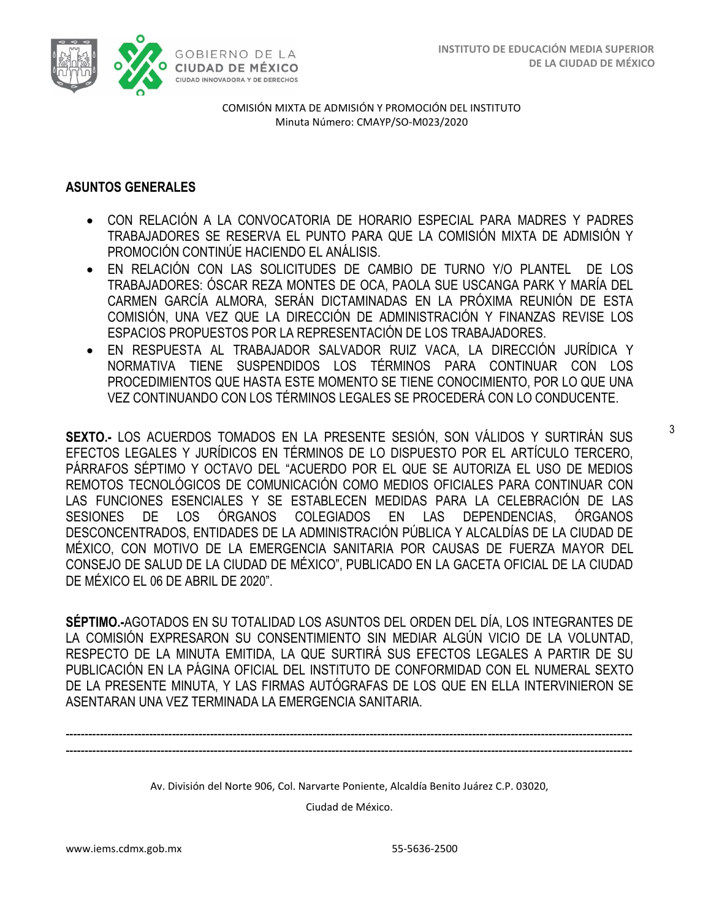## ASUNTOS GENERALES

- CON RELACIÓN A LA CONVOCATORIA DE HORARIO ESPECIAL PARA MADRES Y PADRES TRABAJADORES SE RESERVA EL PUNTO PARA QUE LA COMISIÓN MIXTA DE ADMISIÓN Y PROMOCIÓN CONTINÚE HACIENDO EL ANÁLISIS.
- EN RELACIÓN CON LAS SOLICITUDES DE CAMBIO DE TURNO Y/O PLANTEL DE LOS TRABAJADORES: ÓSCAR REZA MONTES DE OCA, PAOLA SUE USCANGA PARK Y MARÍA DEL CARMEN GARCÍA ALMORA, SERÁN DICTAMINADAS EN LA PRÓXIMA REUNIÓN DE ESTA COMISIÓN, UNA VEZ QUE LA DIRECCIÓN DE ADMINISTRACIÓN Y FINANZAS REVISE LOS ESPACIOS PROPUESTOS POR LA REPRESENTACIÓN DE LOS TRABAJADORES.
- EN RESPUESTA AL TRABAJADOR SALVADOR RUIZ VACA, LA DIRECCIÓN JURÍDICA Y NORMATIVA TIENE SUSPENDIDOS LOS TÉRMINOS PARA CONTINUAR CON LOS PROCEDIMIENTOS QUE HASTA ESTE MOMENTO SE TIENE CONOCIMIENTO, POR LO QUE UNA VEZ CONTINUANDO CON LOS TÉRMINOS LEGALES SE PROCEDERÁ CON LO CONDUCENTE.

**SEXTO.-** LOS ACUERDOS TOMADOS EN LA PRESENTE SESIÓN, SON VÁLIDOS Y SURTIRÁN SUS EFECTOS LEGALES Y JURÍDICOS EN TÉRMINOS DE LO DISPUESTO POR EL ARTÍCULO TERCERO, PÁRRAFOS SÉPTIMO Y OCTAVO DEL "ACUERDO POR EL QUE SE AUTORIZA EL USO DE MEDIOS REMOTOS TECNOLÓGICOS DE COMUNICACIÓN COMO MEDIOS OFICIALES PARA CONTINUAR CON LAS FUNCIONES ESENCIALES Y SE ESTABLECEN MEDIDAS PARA LA CELEBRACIÓN DE LAS SESIONES DE LOS ÓRGANOS COLEGIADOS EN LAS DEPENDENCIAS, ÓRGANOS DESCONCENTRADOS, ENTIDADES DE LA ADMINISTRACIÓN PÚBLICA Y ALCALDÍAS DE LA CIUDAD DE MÉXICO, CON MOTIVO DE LA EMERGENCIA SANITARIA POR CAUSAS DE FUERZA MAYOR DEL CONSEJO DE SALUD DE LA CIUDAD DE MÉXICO", PUBLICADO EN LA GACETA OFICIAL DE LA CIUDAD DE MÉXICO EL 06 DE ABRIL DE 2020".

**SÉPTIMO.-**AGOTADOS EN SU TOTALIDAD LOS ASUNTOS DEL ORDEN DEL DÍA, LOS INTEGRANTES DE LA COMISIÓN EXPRESARON SU CONSENTIMIENTO SIN MEDIAR ALGÚN VICIO DE LA VOLUNTAD, RESPECTO DE LA MINUTA EMITIDA, LA QUE SURTIRÁ SUS EFECTOS LEGALES A PARTIR DE SU PUBLICACIÓN EN LA PÁGINA OFICIAL DEL INSTITUTO DE CONFORMIDAD CON EL NUMERAL SEXTO DE LA PRESENTE MINUTA, Y LAS FIRMAS AUTÓGRAFAS DE LOS QUE EN ELLA INTERVINIERON SE ASENTARAN UNA VEZ TERMINADA LA EMERGENCIA SANITARIA.

----------------------------------------------------------------------------------------------------------------------------------------------

----------------------------------------------------------------------------------------------------------------------------------------------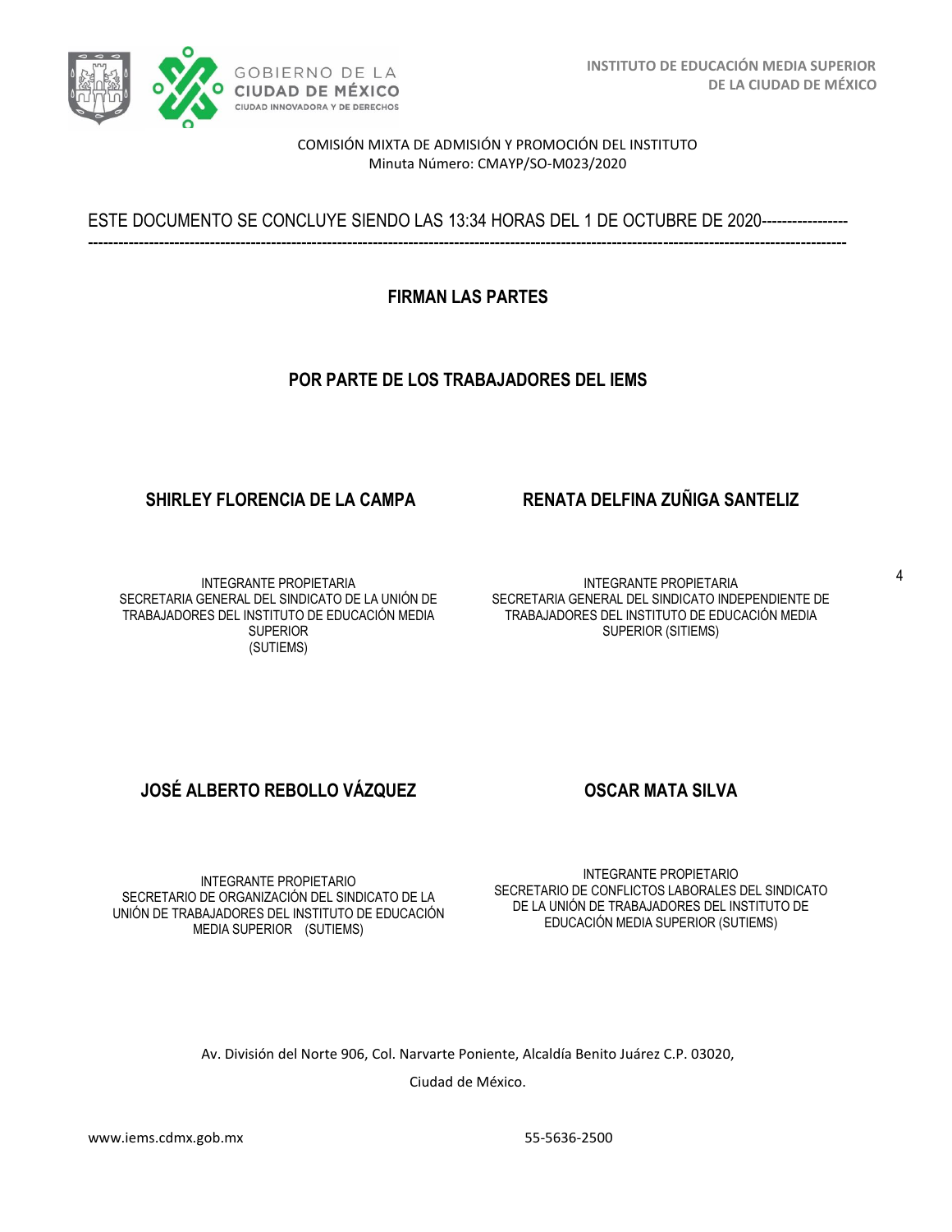COMISIÓN MIXTA DE ADMISIÓN Y PROMOCIÓN DEL INSTITUTO
Minuta Número: CMAYP/SO-M023/2020

ESTE DOCUMENTO SE CONCLUYE SIENDO LAS 13:34 HORAS DEL 1 DE OCTUBRE DE 2020-------------------------------------------------------------------------------------------------------------------------------------------------------------------------

**FIRMAN LAS PARTES**

**POR PARTE DE LOS TRABAJADORES DEL IEMS**

**SHIRLEY FLORENCIA DE LA CAMPA**

INTEGRANTE PROPIETARIA
SECRETARIA GENERAL DEL SINDICATO DE LA UNIÓN DE TRABAJADORES DEL INSTITUTO DE EDUCACIÓN MEDIA SUPERIOR
(SUTIEMS)

**RENATA DELFINA ZUÑIGA SANTELIZ**

INTEGRANTE PROPIETARIA
SECRETARIA GENERAL DEL SINDICATO INDEPENDIENTE DE TRABAJADORES DEL INSTITUTO DE EDUCACIÓN MEDIA SUPERIOR (SITIEMS)

**JOSÉ ALBERTO REBOLLO VÁZQUEZ**

INTEGRANTE PROPIETARIO
SECRETARIO DE ORGANIZACIÓN DEL SINDICATO DE LA UNIÓN DE TRABAJADORES DEL INSTITUTO DE EDUCACIÓN MEDIA SUPERIOR (SUTIEMS)

**OSCAR MATA SILVA**

INTEGRANTE PROPIETARIO
SECRETARIO DE CONFLICTOS LABORALES DEL SINDICATO DE LA UNIÓN DE TRABAJADORES DEL INSTITUTO DE EDUCACIÓN MEDIA SUPERIOR (SUTIEMS)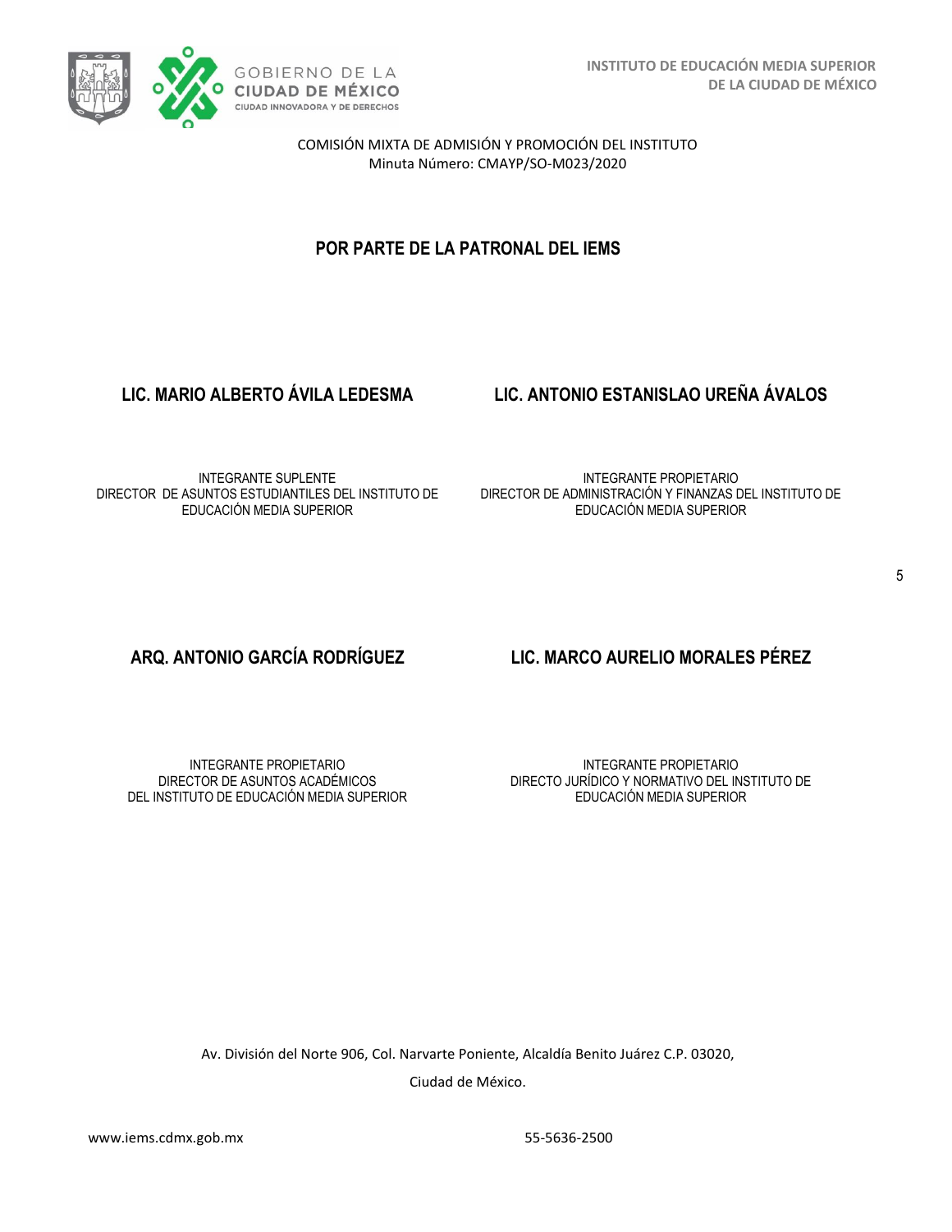COMISIÓN MIXTA DE ADMISIÓN Y PROMOCIÓN DEL INSTITUTO
Minuta Número: CMAYP/SO-M023/2020

## POR PARTE DE LA PATRONAL DEL IEMS

**LIC. MARIO ALBERTO ÁVILA LEDESMA**

INTEGRANTE SUPLENTE
DIRECTOR DE ASUNTOS ESTUDIANTILES DEL INSTITUTO DE EDUCACIÓN MEDIA SUPERIOR

**LIC. ANTONIO ESTANISLAO UREÑA ÁVALOS**

INTEGRANTE PROPIETARIO
DIRECTOR DE ADMINISTRACIÓN Y FINANZAS DEL INSTITUTO DE EDUCACIÓN MEDIA SUPERIOR

**ARQ. ANTONIO GARCÍA RODRÍGUEZ**

INTEGRANTE PROPIETARIO
DIRECTOR DE ASUNTOS ACADÉMICOS DEL INSTITUTO DE EDUCACIÓN MEDIA SUPERIOR

**LIC. MARCO AURELIO MORALES PÉREZ**

INTEGRANTE PROPIETARIO
DIRECTO JURÍDICO Y NORMATIVO DEL INSTITUTO DE EDUCACIÓN MEDIA SUPERIOR